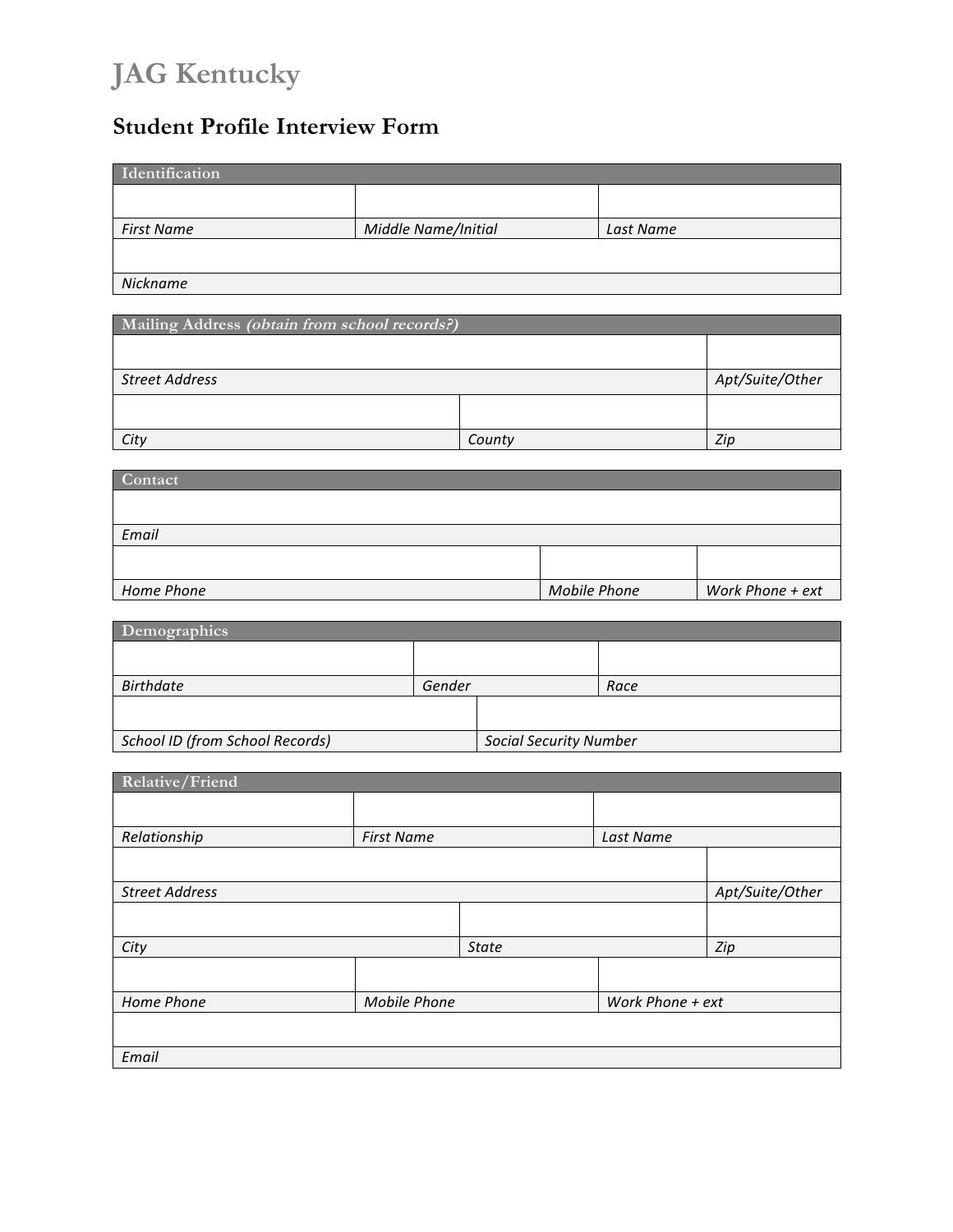# JAG Kentucky

## Student Profile Interview Form

| Identification | | |
|---|---|---|
| | | |
| *First Name* | *Middle Name/Initial* | *Last Name* |
| | | |
| *Nickname* | | |

| Mailing Address *(obtain from school records?)* | | |
|---|---|---|
| | | |
| *Street Address* | | *Apt/Suite/Other* |
| | | |
| *City* | *County* | *Zip* |

| Contact | | |
|---|---|---|
| | | |
| *Email* | | |
| | | |
| *Home Phone* | *Mobile Phone* | *Work Phone + ext* |

| Demographics | | |
|---|---|---|
| | | |
| *Birthdate* | *Gender* | *Race* |
| | | |
| *School ID (from School Records)* | *Social Security Number* | |

| Relative/Friend | | |
|---|---|---|
| | | |
| *Relationship* | *First Name* | *Last Name* |
| | | |
| *Street Address* | | *Apt/Suite/Other* |
| | | |
| *City* | *State* | *Zip* |
| | | |
| *Home Phone* | *Mobile Phone* | *Work Phone + ext* |
| | | |
| *Email* | | |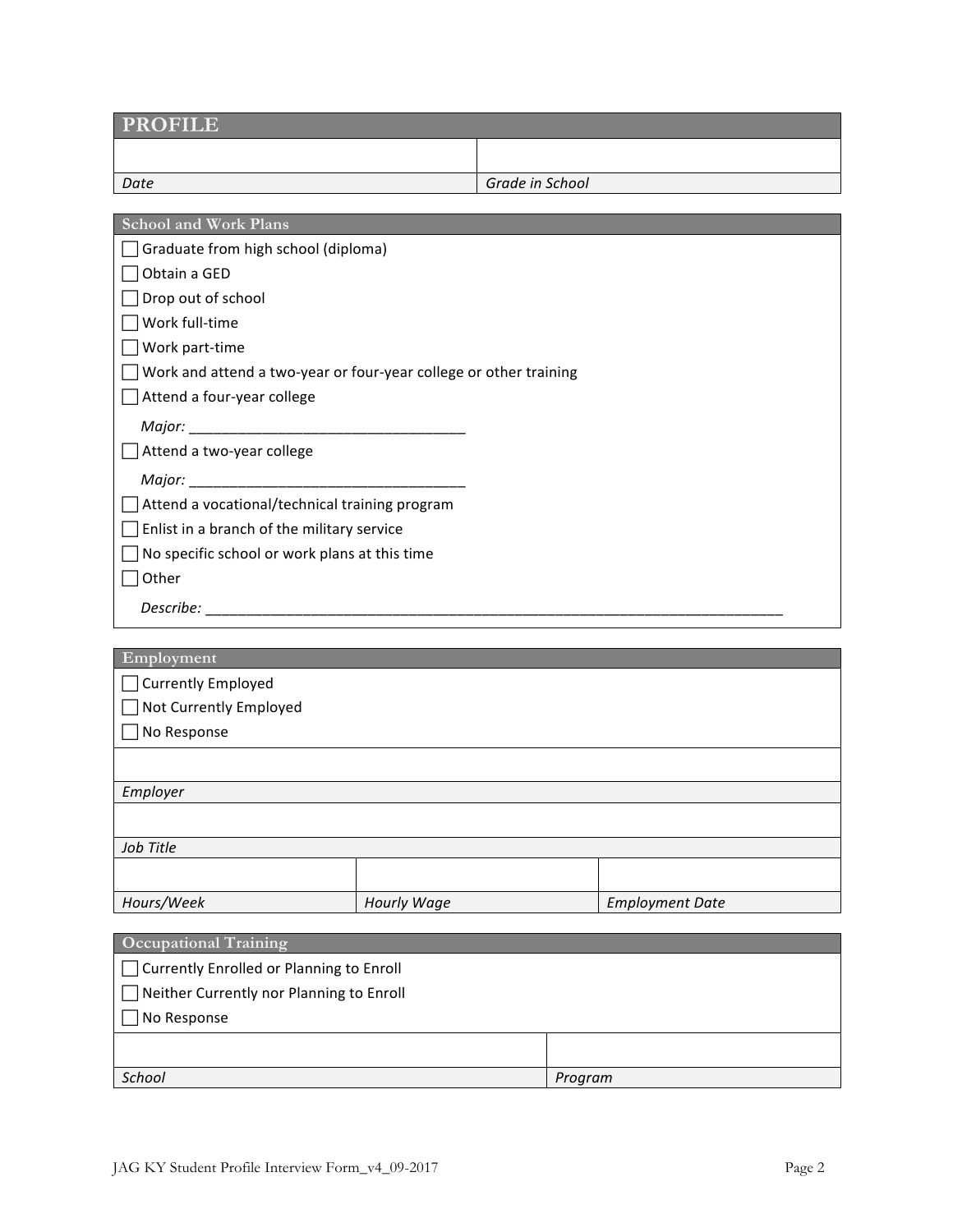## PROFILE

| | |
|---|---|
| | |
| *Date* | *Grade in School* |

### School and Work Plans

- ☐ Graduate from high school (diploma)
- ☐ Obtain a GED
- ☐ Drop out of school
- ☐ Work full-time
- ☐ Work part-time
- ☐ Work and attend a two-year or four-year college or other training
- ☐ Attend a four-year college

  *Major:* ___________________________________
- ☐ Attend a two-year college

  *Major:* ___________________________________
- ☐ Attend a vocational/technical training program
- ☐ Enlist in a branch of the military service
- ☐ No specific school or work plans at this time
- ☐ Other

  *Describe:* ___________________________________________________________________________

### Employment

- ☐ Currently Employed
- ☐ Not Currently Employed
- ☐ No Response

| | | |
|---|---|---|
| | | |
| *Employer* | | |
| | | |
| *Job Title* | | |
| | | |
| *Hours/Week* | *Hourly Wage* | *Employment Date* |

### Occupational Training

- ☐ Currently Enrolled or Planning to Enroll
- ☐ Neither Currently nor Planning to Enroll
- ☐ No Response

| | |
|---|---|
| | |
| *School* | *Program* |

JAG KY Student Profile Interview Form_v4_09-2017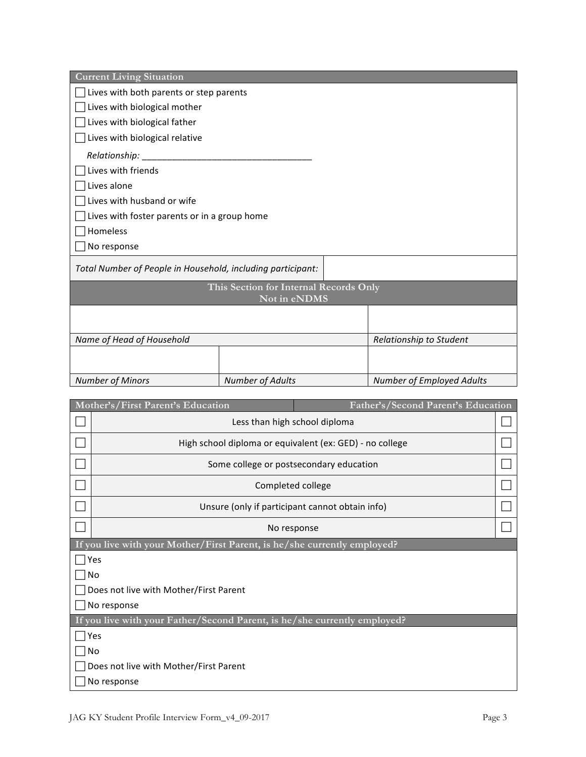## Current Living Situation

- ☐ Lives with both parents or step parents
- ☐ Lives with biological mother
- ☐ Lives with biological father
- ☐ Lives with biological relative

  *Relationship:* ___________________________________
- ☐ Lives with friends
- ☐ Lives alone
- ☐ Lives with husband or wife
- ☐ Lives with foster parents or in a group home
- ☐ Homeless
- ☐ No response

| *Total Number of People in Household, including participant:* | |
|---|---|

## This Section for Internal Records Only
## Not in eNDMS

| | | |
|---|---|---|
| | | |
| *Name of Head of Household* | | *Relationship to Student* |
| | | |
| *Number of Minors* | *Number of Adults* | *Number of Employed Adults* |

| Mother's/First Parent's Education | | Father's/Second Parent's Education |
|---|---|---|
| ☐ | Less than high school diploma | ☐ |
| ☐ | High school diploma or equivalent (ex: GED) - no college | ☐ |
| ☐ | Some college or postsecondary education | ☐ |
| ☐ | Completed college | ☐ |
| ☐ | Unsure (only if participant cannot obtain info) | ☐ |
| ☐ | No response | ☐ |

## If you live with your Mother/First Parent, is he/she currently employed?

- ☐ Yes
- ☐ No
- ☐ Does not live with Mother/First Parent
- ☐ No response

## If you live with your Father/Second Parent, is he/she currently employed?

- ☐ Yes
- ☐ No
- ☐ Does not live with Mother/First Parent
- ☐ No response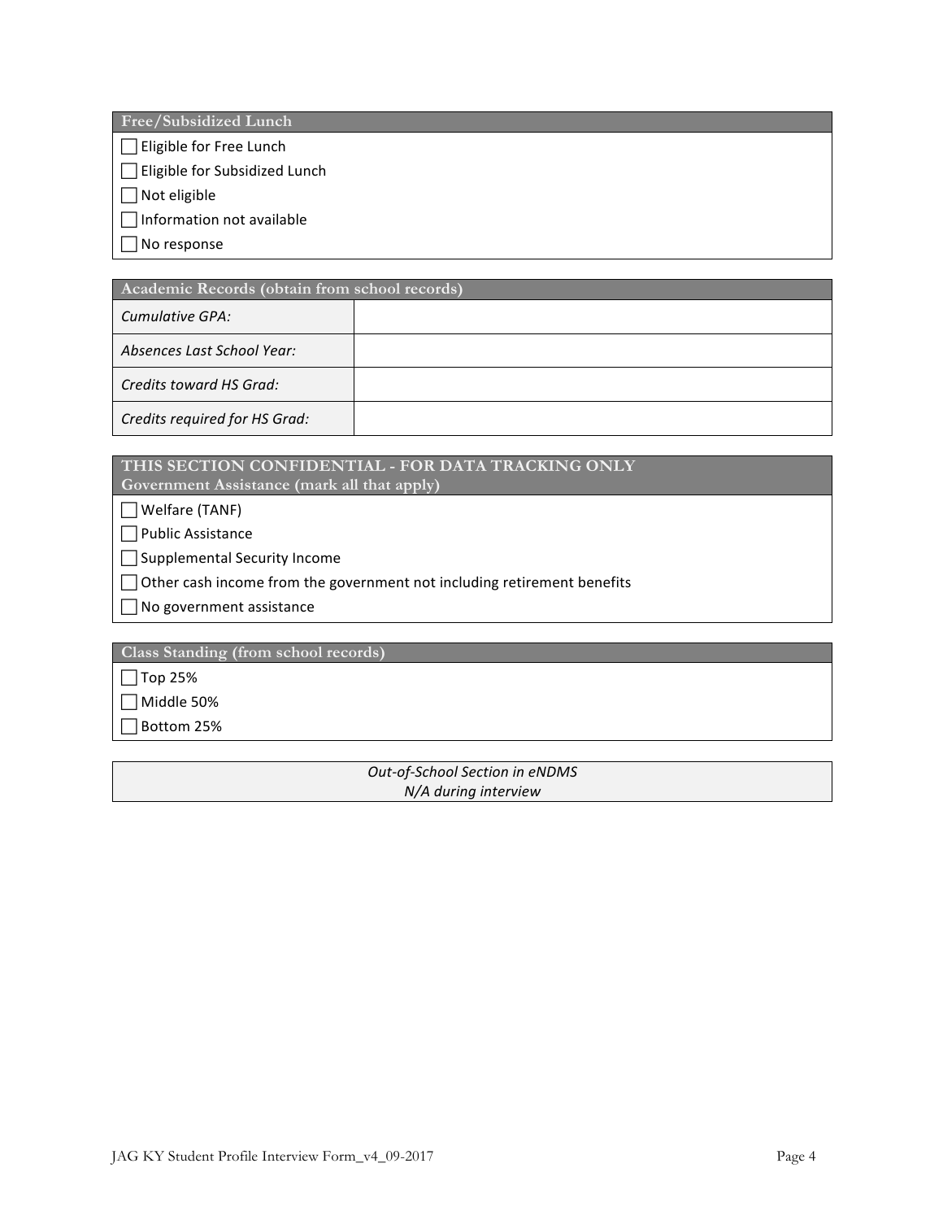**Free/Subsidized Lunch**

- ☐ Eligible for Free Lunch
- ☐ Eligible for Subsidized Lunch
- ☐ Not eligible
- ☐ Information not available
- ☐ No response

| Academic Records (obtain from school records) | |
|---|---|
| *Cumulative GPA:* | |
| *Absences Last School Year:* | |
| *Credits toward HS Grad:* | |
| *Credits required for HS Grad:* | |

**THIS SECTION CONFIDENTIAL - FOR DATA TRACKING ONLY**
**Government Assistance (mark all that apply)**

- ☐ Welfare (TANF)
- ☐ Public Assistance
- ☐ Supplemental Security Income
- ☐ Other cash income from the government not including retirement benefits
- ☐ No government assistance

**Class Standing (from school records)**

- ☐ Top 25%
- ☐ Middle 50%
- ☐ Bottom 25%

*Out-of-School Section in eNDMS*
*N/A during interview*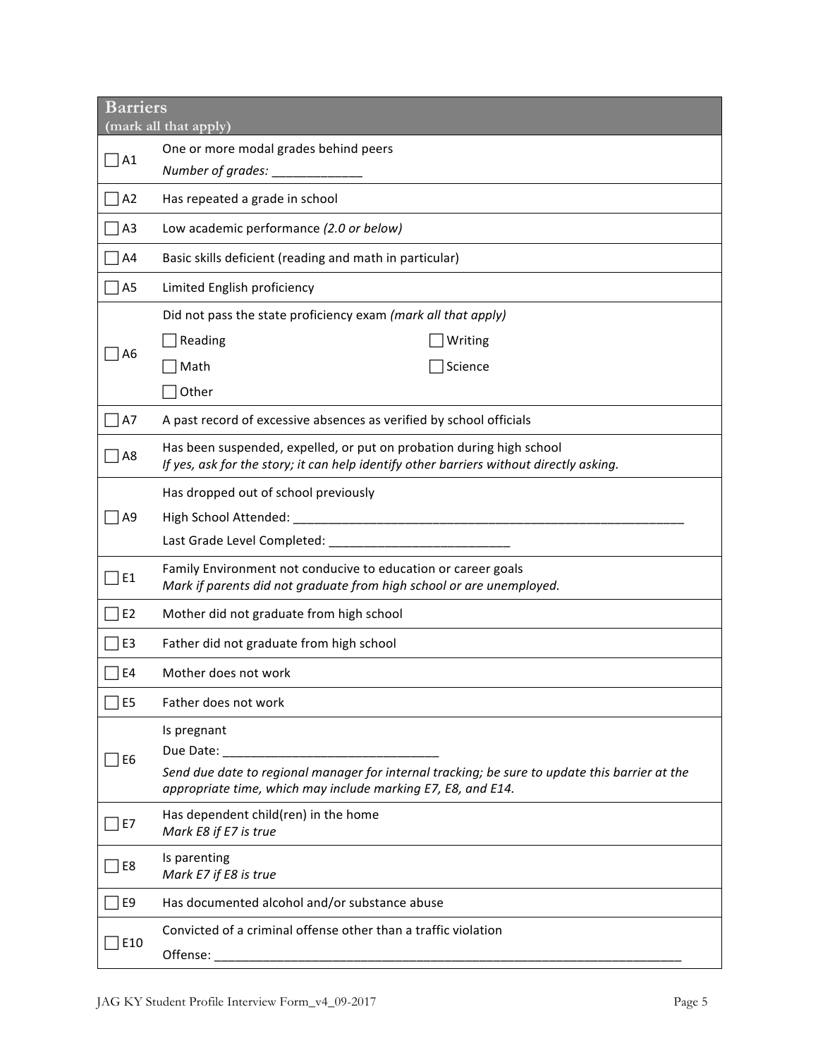| Barriers (mark all that apply) | |
|---|---|
| ☐ A1 | One or more modal grades behind peers<br>*Number of grades:* _____________ |
| ☐ A2 | Has repeated a grade in school |
| ☐ A3 | Low academic performance *(2.0 or below)* |
| ☐ A4 | Basic skills deficient (reading and math in particular) |
| ☐ A5 | Limited English proficiency |
| ☐ A6 | Did not pass the state proficiency exam *(mark all that apply)*<br>☐ Reading ☐ Writing<br>☐ Math ☐ Science<br>☐ Other |
| ☐ A7 | A past record of excessive absences as verified by school officials |
| ☐ A8 | Has been suspended, expelled, or put on probation during high school<br>*If yes, ask for the story; it can help identify other barriers without directly asking.* |
| ☐ A9 | Has dropped out of school previously<br>High School Attended: ___________________________________________________________<br>Last Grade Level Completed: __________________________ |
| ☐ E1 | Family Environment not conducive to education or career goals<br>*Mark if parents did not graduate from high school or are unemployed.* |
| ☐ E2 | Mother did not graduate from high school |
| ☐ E3 | Father did not graduate from high school |
| ☐ E4 | Mother does not work |
| ☐ E5 | Father does not work |
| ☐ E6 | Is pregnant<br>Due Date: _______________________________<br>*Send due date to regional manager for internal tracking; be sure to update this barrier at the appropriate time, which may include marking E7, E8, and E14.* |
| ☐ E7 | Has dependent child(ren) in the home<br>*Mark E8 if E7 is true* |
| ☐ E8 | Is parenting<br>*Mark E7 if E8 is true* |
| ☐ E9 | Has documented alcohol and/or substance abuse |
| ☐ E10 | Convicted of a criminal offense other than a traffic violation<br>Offense: ______________________________________________________________________ |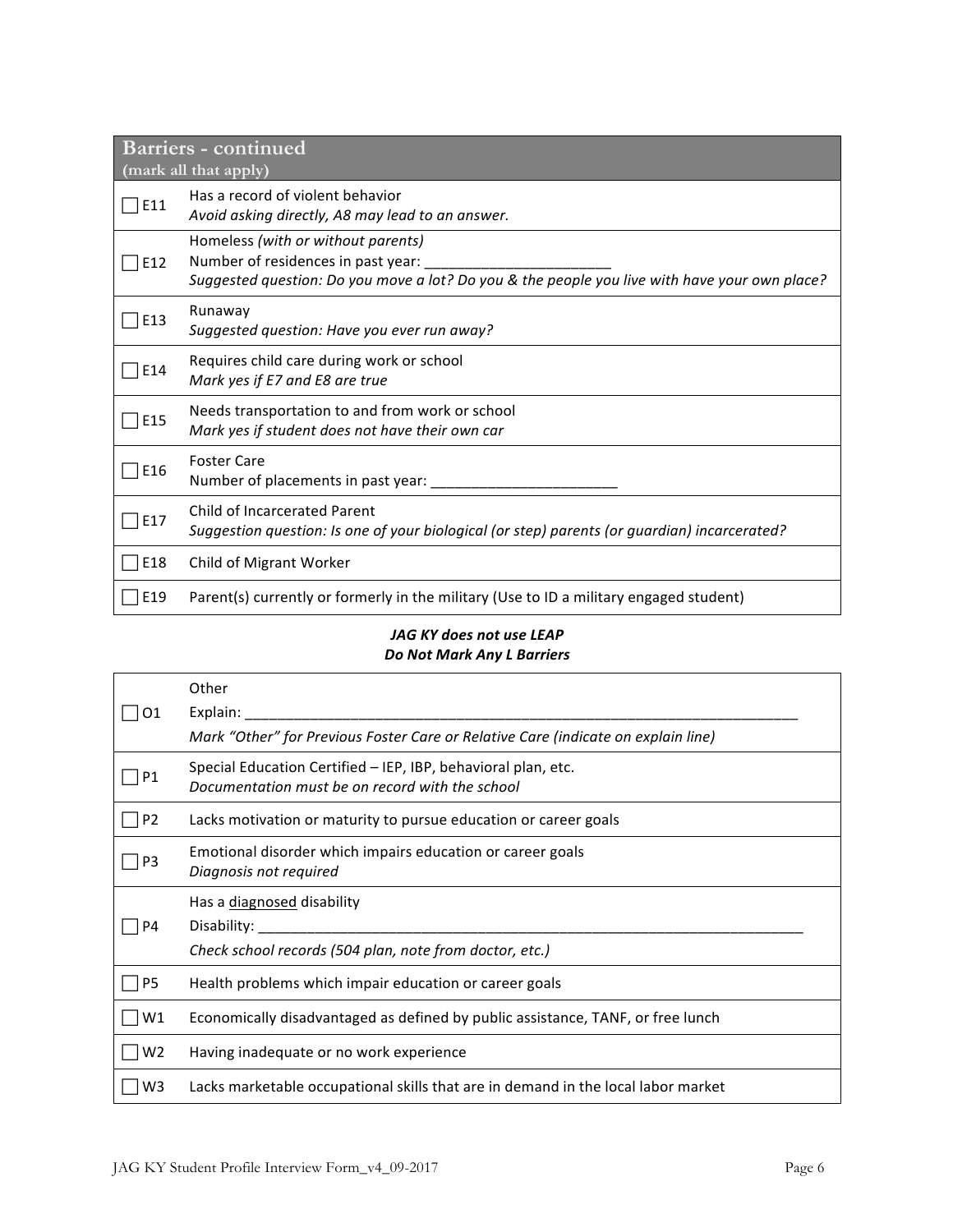| **Barriers - continued** (mark all that apply) | |
|---|---|
| ☐ E11 | Has a record of violent behavior<br>*Avoid asking directly, A8 may lead to an answer.* |
| ☐ E12 | Homeless *(with or without parents)*<br>Number of residences in past year: ________________________<br>*Suggested question: Do you move a lot? Do you & the people you live with have your own place?* |
| ☐ E13 | Runaway<br>*Suggested question: Have you ever run away?* |
| ☐ E14 | Requires child care during work or school<br>*Mark yes if E7 and E8 are true* |
| ☐ E15 | Needs transportation to and from work or school<br>*Mark yes if student does not have their own car* |
| ☐ E16 | Foster Care<br>Number of placements in past year: ________________________ |
| ☐ E17 | Child of Incarcerated Parent<br>*Suggestion question: Is one of your biological (or step) parents (or guardian) incarcerated?* |
| ☐ E18 | Child of Migrant Worker |
| ☐ E19 | Parent(s) currently or formerly in the military (Use to ID a military engaged student) |

***JAG KY does not use LEAP***
***Do Not Mark Any L Barriers***

| | |
|---|---|
| ☐ O1 | Other<br>Explain: ________________________________________________________________________<br>*Mark "Other" for Previous Foster Care or Relative Care (indicate on explain line)* |
| ☐ P1 | Special Education Certified – IEP, IBP, behavioral plan, etc.<br>*Documentation must be on record with the school* |
| ☐ P2 | Lacks motivation or maturity to pursue education or career goals |
| ☐ P3 | Emotional disorder which impairs education or career goals<br>*Diagnosis not required* |
| ☐ P4 | Has a diagnosed disability<br>Disability: ________________________________________________________________________<br>*Check school records (504 plan, note from doctor, etc.)* |
| ☐ P5 | Health problems which impair education or career goals |
| ☐ W1 | Economically disadvantaged as defined by public assistance, TANF, or free lunch |
| ☐ W2 | Having inadequate or no work experience |
| ☐ W3 | Lacks marketable occupational skills that are in demand in the local labor market |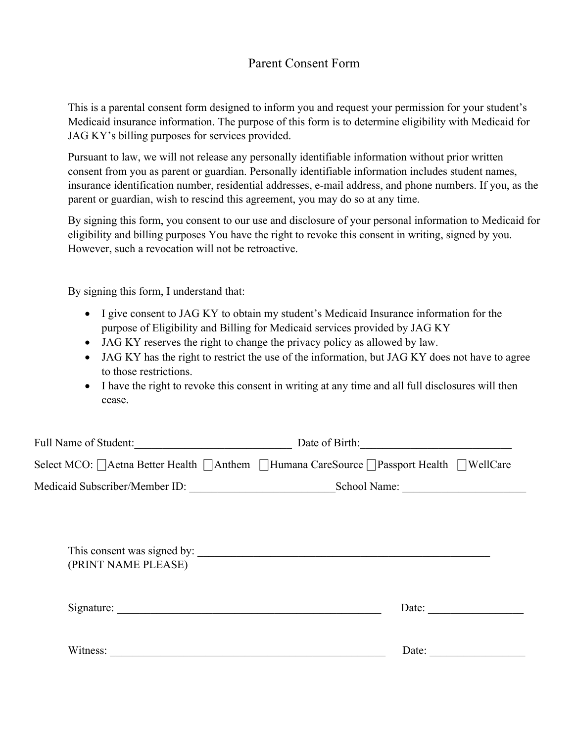# Parent Consent Form

This is a parental consent form designed to inform you and request your permission for your student's Medicaid insurance information. The purpose of this form is to determine eligibility with Medicaid for JAG KY's billing purposes for services provided.

Pursuant to law, we will not release any personally identifiable information without prior written consent from you as parent or guardian. Personally identifiable information includes student names, insurance identification number, residential addresses, e-mail address, and phone numbers. If you, as the parent or guardian, wish to rescind this agreement, you may do so at any time.

By signing this form, you consent to our use and disclosure of your personal information to Medicaid for eligibility and billing purposes You have the right to revoke this consent in writing, signed by you. However, such a revocation will not be retroactive.

By signing this form, I understand that:

- I give consent to JAG KY to obtain my student's Medicaid Insurance information for the purpose of Eligibility and Billing for Medicaid services provided by JAG KY
- JAG KY reserves the right to change the privacy policy as allowed by law.
- JAG KY has the right to restrict the use of the information, but JAG KY does not have to agree to those restrictions.
- I have the right to revoke this consent in writing at any time and all full disclosures will then cease.

Full Name of Student:____________________________ Date of Birth:___________________________

Select MCO: ☐ Aetna Better Health ☐ Anthem ☐ Humana CareSource ☐ Passport Health ☐ WellCare

Medicaid Subscriber/Member ID: __________________________School Name: ______________________

This consent was signed by: ______________________________________________________
(PRINT NAME PLEASE)

Signature: ________________________________________________ Date: _________________

Witness: ___________________________________________________ Date: _________________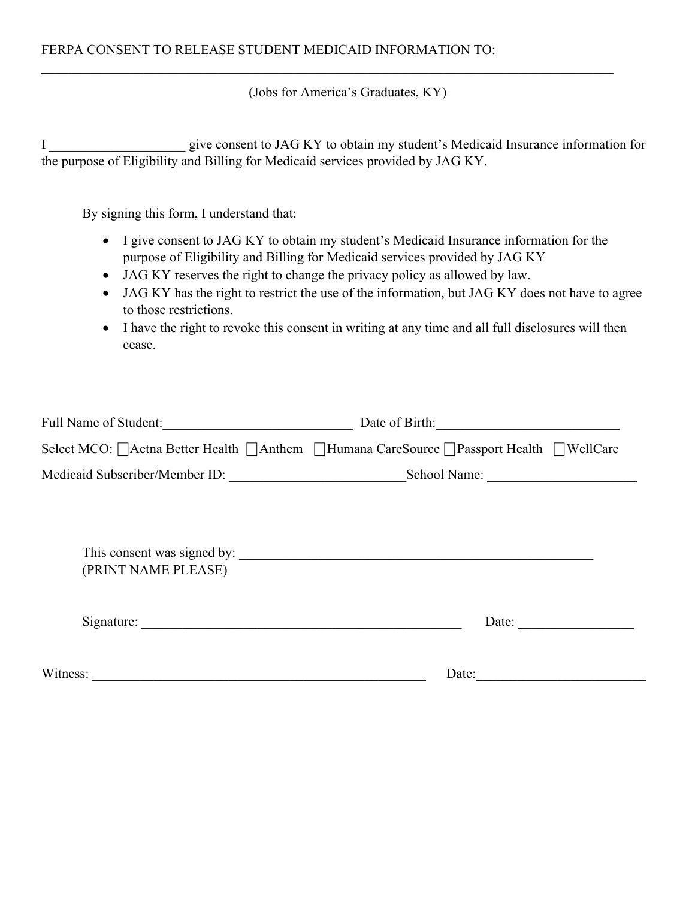FERPA CONSENT TO RELEASE STUDENT MEDICAID INFORMATION TO:

______________________________________________________________________________________

(Jobs for America's Graduates, KY)

I ____________________ give consent to JAG KY to obtain my student's Medicaid Insurance information for the purpose of Eligibility and Billing for Medicaid services provided by JAG KY.

By signing this form, I understand that:

- I give consent to JAG KY to obtain my student's Medicaid Insurance information for the purpose of Eligibility and Billing for Medicaid services provided by JAG KY
- JAG KY reserves the right to change the privacy policy as allowed by law.
- JAG KY has the right to restrict the use of the information, but JAG KY does not have to agree to those restrictions.
- I have the right to revoke this consent in writing at any time and all full disclosures will then cease.

Full Name of Student:____________________________ Date of Birth:___________________________

Select MCO: ☐Aetna Better Health ☐Anthem ☐Humana CareSource ☐Passport Health ☐WellCare

Medicaid Subscriber/Member ID: __________________________School Name: ______________________

This consent was signed by: ______________________________________________________
(PRINT NAME PLEASE)

Signature: _________________________________________________ Date: _________________

Witness: ___________________________________________________ Date:_________________________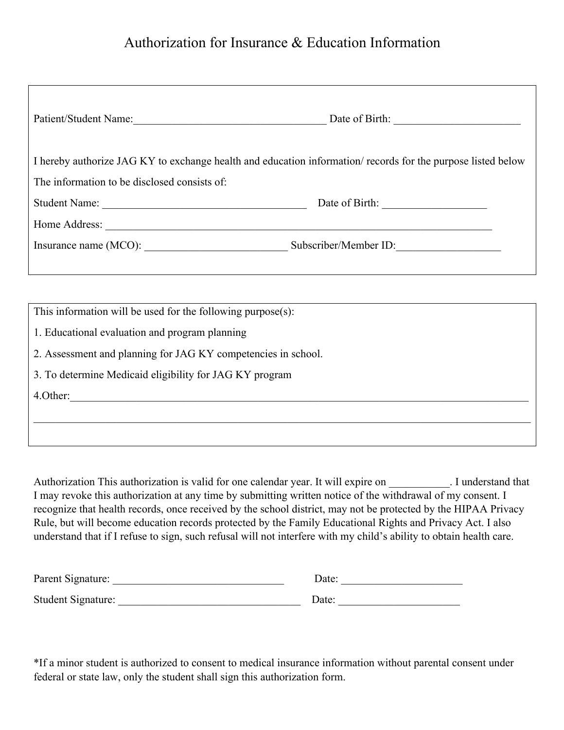# Authorization for Insurance & Education Information

Patient/Student Name:____________________________________ Date of Birth: _______________________

I hereby authorize JAG KY to exchange health and education information/ records for the purpose listed below

The information to be disclosed consists of:

Student Name: ______________________________________ Date of Birth: ___________________

Home Address: ________________________________________________________________________

Insurance name (MCO): __________________________ Subscriber/Member ID:___________________

This information will be used for the following purpose(s):

1. Educational evaluation and program planning
2. Assessment and planning for JAG KY competencies in school.
3. To determine Medicaid eligibility for JAG KY program

4.Other:________________________________________________________________________________

_______________________________________________________________________________________

Authorization This authorization is valid for one calendar year. It will expire on ___________. I understand that I may revoke this authorization at any time by submitting written notice of the withdrawal of my consent. I recognize that health records, once received by the school district, may not be protected by the HIPAA Privacy Rule, but will become education records protected by the Family Educational Rights and Privacy Act. I also understand that if I refuse to sign, such refusal will not interfere with my child's ability to obtain health care.

Parent Signature: _______________________________ Date: ______________________

Student Signature: _________________________________ Date: ______________________

*If a minor student is authorized to consent to medical insurance information without parental consent under federal or state law, only the student shall sign this authorization form.